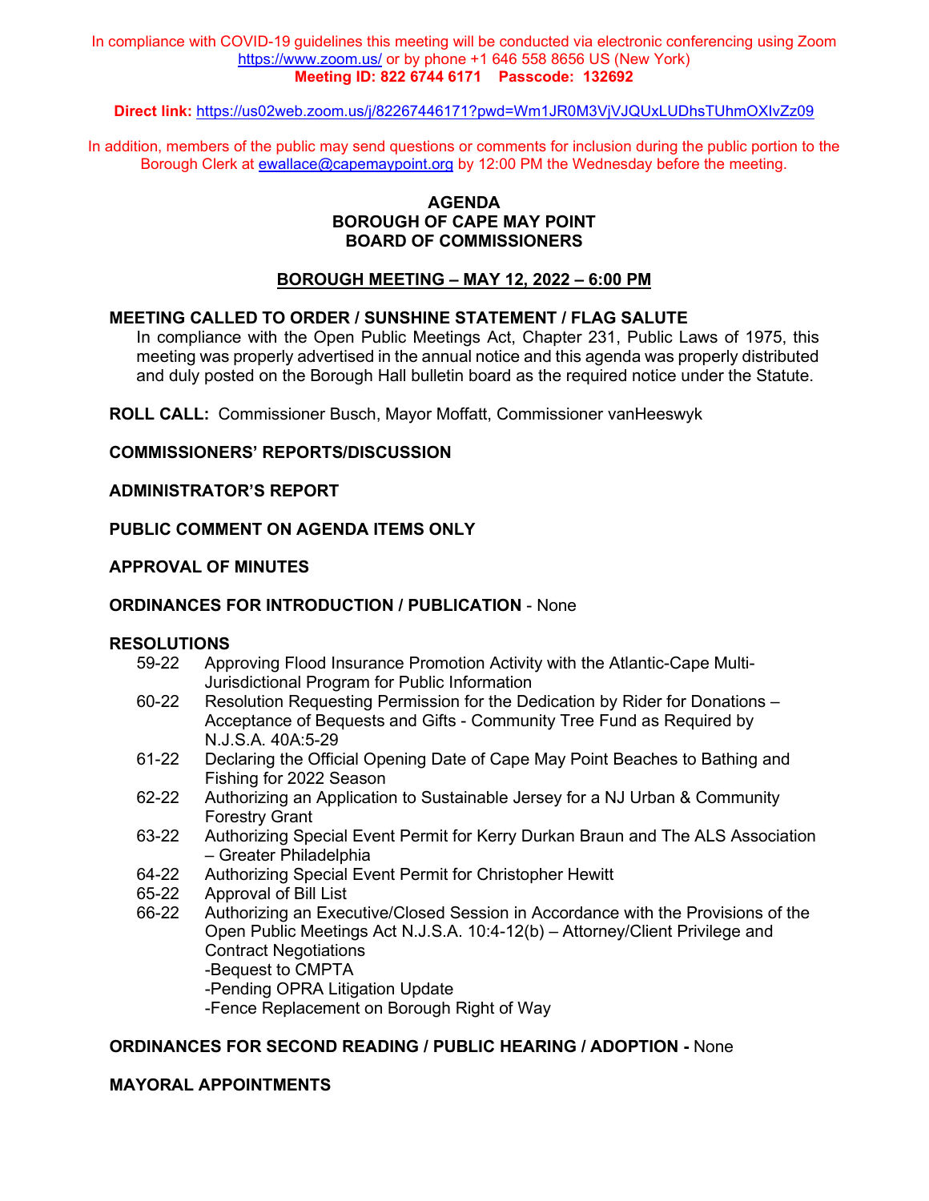In compliance with COVID-19 guidelines this meeting will be conducted via electronic conferencing using Zoom https://www.zoom.us/ or by phone +1 646 558 8656 US (New York)
**Meeting ID: 822 6744 6171 Passcode: 132692**

**Direct link:** https://us02web.zoom.us/j/82267446171?pwd=Wm1JR0M3VjVJQUxLUDhsTUhmOXIvZz09

In addition, members of the public may send questions or comments for inclusion during the public portion to the Borough Clerk at ewallace@capemaypoint.org by 12:00 PM the Wednesday before the meeting.

# AGENDA
# BOROUGH OF CAPE MAY POINT
# BOARD OF COMMISSIONERS

## BOROUGH MEETING – MAY 12, 2022 – 6:00 PM

**MEETING CALLED TO ORDER / SUNSHINE STATEMENT / FLAG SALUTE**

In compliance with the Open Public Meetings Act, Chapter 231, Public Laws of 1975, this meeting was properly advertised in the annual notice and this agenda was properly distributed and duly posted on the Borough Hall bulletin board as the required notice under the Statute.

**ROLL CALL:** Commissioner Busch, Mayor Moffatt, Commissioner vanHeeswyk

**COMMISSIONERS' REPORTS/DISCUSSION**

**ADMINISTRATOR'S REPORT**

**PUBLIC COMMENT ON AGENDA ITEMS ONLY**

**APPROVAL OF MINUTES**

**ORDINANCES FOR INTRODUCTION / PUBLICATION** - None

**RESOLUTIONS**

- 59-22 Approving Flood Insurance Promotion Activity with the Atlantic-Cape Multi-Jurisdictional Program for Public Information
- 60-22 Resolution Requesting Permission for the Dedication by Rider for Donations – Acceptance of Bequests and Gifts - Community Tree Fund as Required by N.J.S.A. 40A:5-29
- 61-22 Declaring the Official Opening Date of Cape May Point Beaches to Bathing and Fishing for 2022 Season
- 62-22 Authorizing an Application to Sustainable Jersey for a NJ Urban & Community Forestry Grant
- 63-22 Authorizing Special Event Permit for Kerry Durkan Braun and The ALS Association – Greater Philadelphia
- 64-22 Authorizing Special Event Permit for Christopher Hewitt
- 65-22 Approval of Bill List
- 66-22 Authorizing an Executive/Closed Session in Accordance with the Provisions of the Open Public Meetings Act N.J.S.A. 10:4-12(b) – Attorney/Client Privilege and Contract Negotiations
  - -Bequest to CMPTA
  - -Pending OPRA Litigation Update
  - -Fence Replacement on Borough Right of Way

**ORDINANCES FOR SECOND READING / PUBLIC HEARING / ADOPTION -** None

**MAYORAL APPOINTMENTS**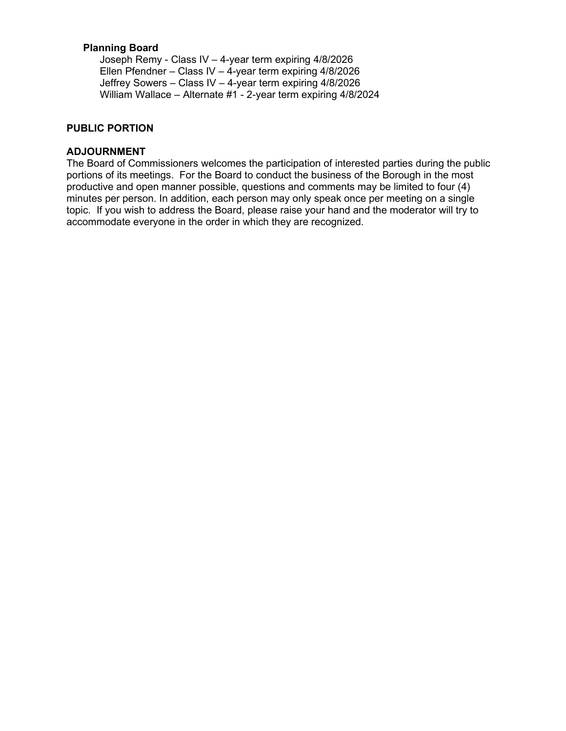**Planning Board**

Joseph Remy - Class IV – 4-year term expiring 4/8/2026
Ellen Pfendner – Class IV – 4-year term expiring 4/8/2026
Jeffrey Sowers – Class IV – 4-year term expiring 4/8/2026
William Wallace – Alternate #1 - 2-year term expiring 4/8/2024

**PUBLIC PORTION**

**ADJOURNMENT**

The Board of Commissioners welcomes the participation of interested parties during the public portions of its meetings. For the Board to conduct the business of the Borough in the most productive and open manner possible, questions and comments may be limited to four (4) minutes per person. In addition, each person may only speak once per meeting on a single topic. If you wish to address the Board, please raise your hand and the moderator will try to accommodate everyone in the order in which they are recognized.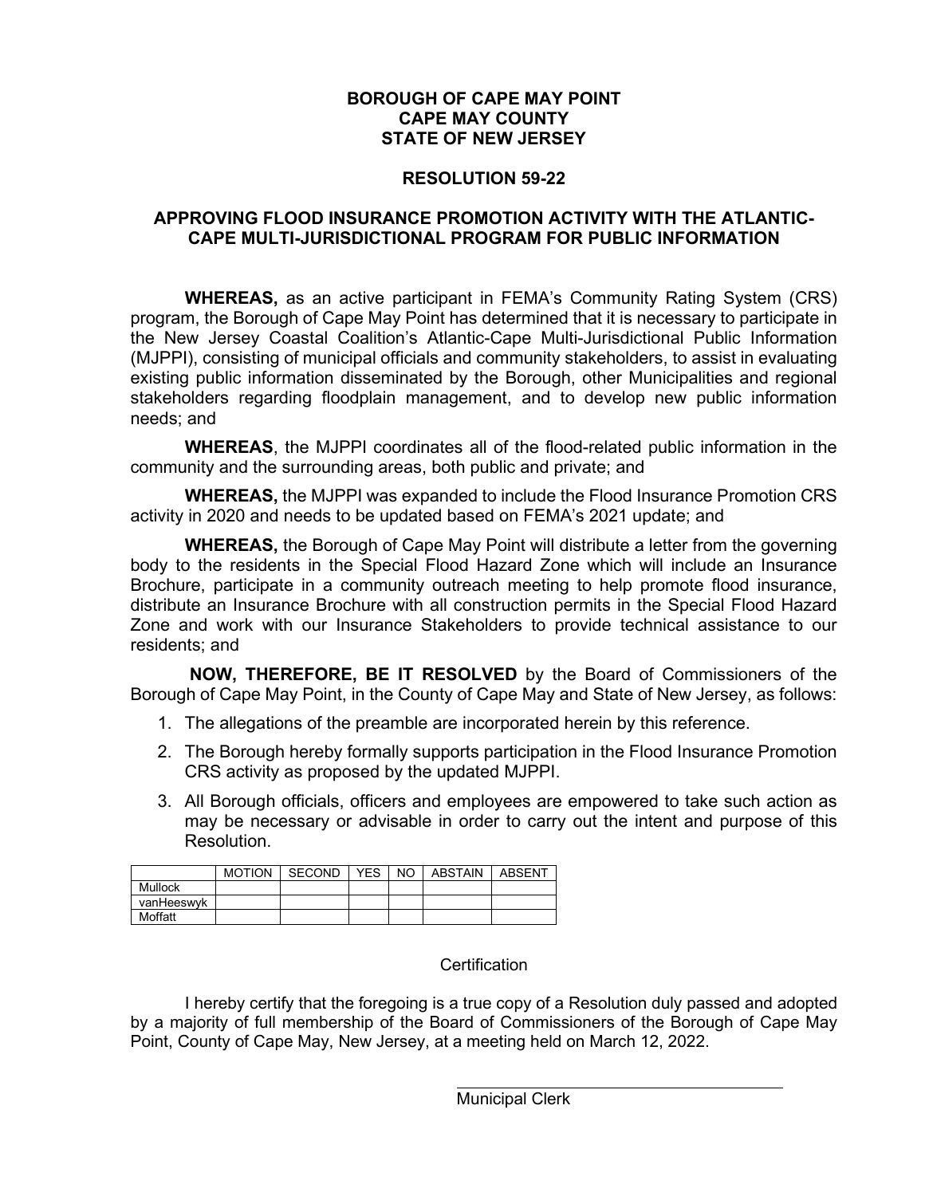**BOROUGH OF CAPE MAY POINT**
**CAPE MAY COUNTY**
**STATE OF NEW JERSEY**

**RESOLUTION 59-22**

**APPROVING FLOOD INSURANCE PROMOTION ACTIVITY WITH THE ATLANTIC-CAPE MULTI-JURISDICTIONAL PROGRAM FOR PUBLIC INFORMATION**

**WHEREAS,** as an active participant in FEMA's Community Rating System (CRS) program, the Borough of Cape May Point has determined that it is necessary to participate in the New Jersey Coastal Coalition's Atlantic-Cape Multi-Jurisdictional Public Information (MJPPI), consisting of municipal officials and community stakeholders, to assist in evaluating existing public information disseminated by the Borough, other Municipalities and regional stakeholders regarding floodplain management, and to develop new public information needs; and

**WHEREAS**, the MJPPI coordinates all of the flood-related public information in the community and the surrounding areas, both public and private; and

**WHEREAS,** the MJPPI was expanded to include the Flood Insurance Promotion CRS activity in 2020 and needs to be updated based on FEMA's 2021 update; and

**WHEREAS,** the Borough of Cape May Point will distribute a letter from the governing body to the residents in the Special Flood Hazard Zone which will include an Insurance Brochure, participate in a community outreach meeting to help promote flood insurance, distribute an Insurance Brochure with all construction permits in the Special Flood Hazard Zone and work with our Insurance Stakeholders to provide technical assistance to our residents; and

**NOW, THEREFORE, BE IT RESOLVED** by the Board of Commissioners of the Borough of Cape May Point, in the County of Cape May and State of New Jersey, as follows:

1. The allegations of the preamble are incorporated herein by this reference.
2. The Borough hereby formally supports participation in the Flood Insurance Promotion CRS activity as proposed by the updated MJPPI.
3. All Borough officials, officers and employees are empowered to take such action as may be necessary or advisable in order to carry out the intent and purpose of this Resolution.

| | MOTION | SECOND | YES | NO | ABSTAIN | ABSENT |
|---|---|---|---|---|---|---|
| Mullock | | | | | | |
| vanHeeswyk | | | | | | |
| Moffatt | | | | | | |

Certification

I hereby certify that the foregoing is a true copy of a Resolution duly passed and adopted by a majority of full membership of the Board of Commissioners of the Borough of Cape May Point, County of Cape May, New Jersey, at a meeting held on March 12, 2022.

\_\_\_\_\_\_\_\_\_\_\_\_\_\_\_\_\_\_\_\_\_\_\_\_\_\_\_\_\_\_\_\_\_\_\_\_
Municipal Clerk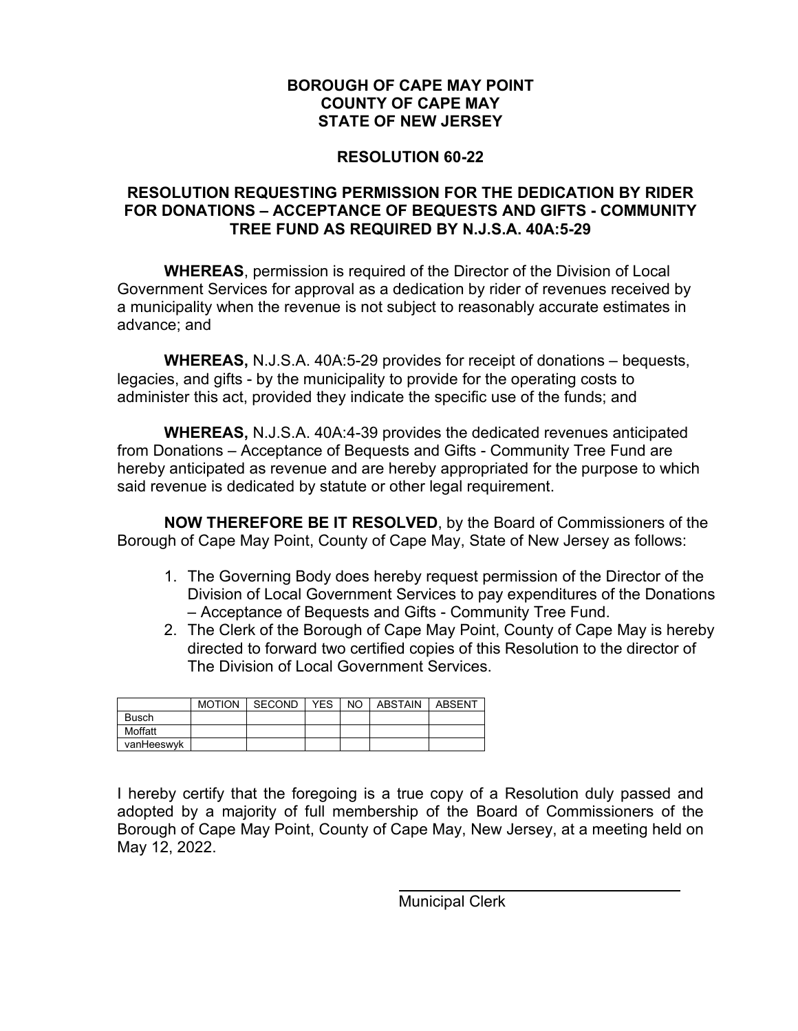**BOROUGH OF CAPE MAY POINT**
**COUNTY OF CAPE MAY**
**STATE OF NEW JERSEY**

**RESOLUTION 60-22**

**RESOLUTION REQUESTING PERMISSION FOR THE DEDICATION BY RIDER FOR DONATIONS – ACCEPTANCE OF BEQUESTS AND GIFTS - COMMUNITY TREE FUND AS REQUIRED BY N.J.S.A. 40A:5-29**

**WHEREAS**, permission is required of the Director of the Division of Local Government Services for approval as a dedication by rider of revenues received by a municipality when the revenue is not subject to reasonably accurate estimates in advance; and

**WHEREAS,** N.J.S.A. 40A:5-29 provides for receipt of donations – bequests, legacies, and gifts - by the municipality to provide for the operating costs to administer this act, provided they indicate the specific use of the funds; and

**WHEREAS,** N.J.S.A. 40A:4-39 provides the dedicated revenues anticipated from Donations – Acceptance of Bequests and Gifts - Community Tree Fund are hereby anticipated as revenue and are hereby appropriated for the purpose to which said revenue is dedicated by statute or other legal requirement.

**NOW THEREFORE BE IT RESOLVED**, by the Board of Commissioners of the Borough of Cape May Point, County of Cape May, State of New Jersey as follows:

1. The Governing Body does hereby request permission of the Director of the Division of Local Government Services to pay expenditures of the Donations – Acceptance of Bequests and Gifts - Community Tree Fund.
2. The Clerk of the Borough of Cape May Point, County of Cape May is hereby directed to forward two certified copies of this Resolution to the director of The Division of Local Government Services.

| | MOTION | SECOND | YES | NO | ABSTAIN | ABSENT |
|---|---|---|---|---|---|---|
| Busch | | | | | | |
| Moffatt | | | | | | |
| vanHeeswyk | | | | | | |

I hereby certify that the foregoing is a true copy of a Resolution duly passed and adopted by a majority of full membership of the Board of Commissioners of the Borough of Cape May Point, County of Cape May, New Jersey, at a meeting held on May 12, 2022.

Municipal Clerk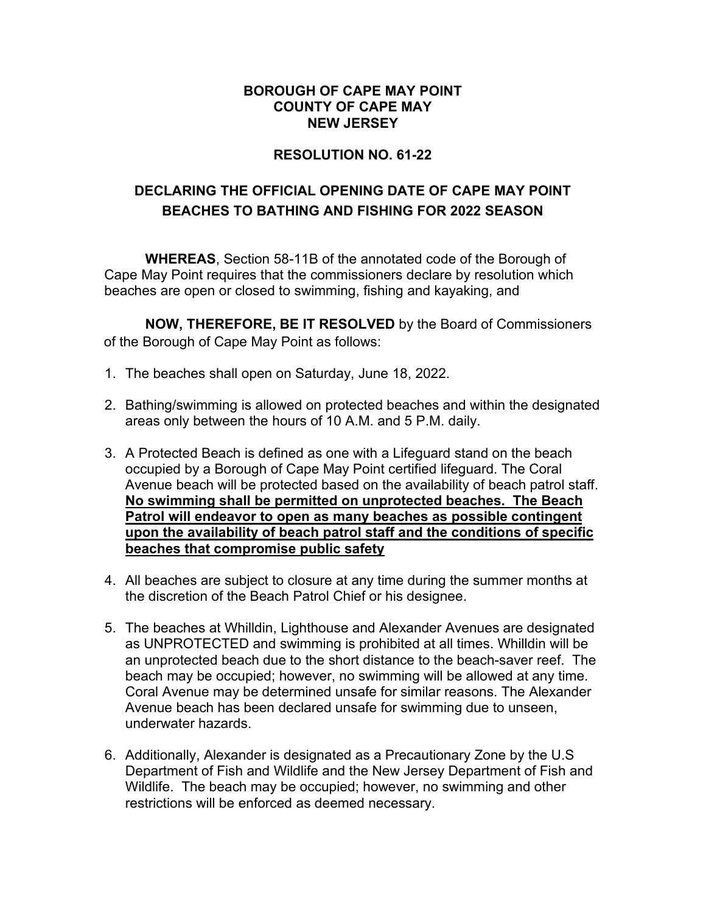**BOROUGH OF CAPE MAY POINT**
**COUNTY OF CAPE MAY**
**NEW JERSEY**

**RESOLUTION NO. 61-22**

## DECLARING THE OFFICIAL OPENING DATE OF CAPE MAY POINT BEACHES TO BATHING AND FISHING FOR 2022 SEASON

**WHEREAS**, Section 58-11B of the annotated code of the Borough of Cape May Point requires that the commissioners declare by resolution which beaches are open or closed to swimming, fishing and kayaking, and

**NOW, THEREFORE, BE IT RESOLVED** by the Board of Commissioners of the Borough of Cape May Point as follows:

1. The beaches shall open on Saturday, June 18, 2022.
2. Bathing/swimming is allowed on protected beaches and within the designated areas only between the hours of 10 A.M. and 5 P.M. daily.
3. A Protected Beach is defined as one with a Lifeguard stand on the beach occupied by a Borough of Cape May Point certified lifeguard. The Coral Avenue beach will be protected based on the availability of beach patrol staff. **No swimming shall be permitted on unprotected beaches. The Beach Patrol will endeavor to open as many beaches as possible contingent upon the availability of beach patrol staff and the conditions of specific beaches that compromise public safety**
4. All beaches are subject to closure at any time during the summer months at the discretion of the Beach Patrol Chief or his designee.
5. The beaches at Whilldin, Lighthouse and Alexander Avenues are designated as UNPROTECTED and swimming is prohibited at all times. Whilldin will be an unprotected beach due to the short distance to the beach-saver reef. The beach may be occupied; however, no swimming will be allowed at any time. Coral Avenue may be determined unsafe for similar reasons. The Alexander Avenue beach has been declared unsafe for swimming due to unseen, underwater hazards.
6. Additionally, Alexander is designated as a Precautionary Zone by the U.S Department of Fish and Wildlife and the New Jersey Department of Fish and Wildlife. The beach may be occupied; however, no swimming and other restrictions will be enforced as deemed necessary.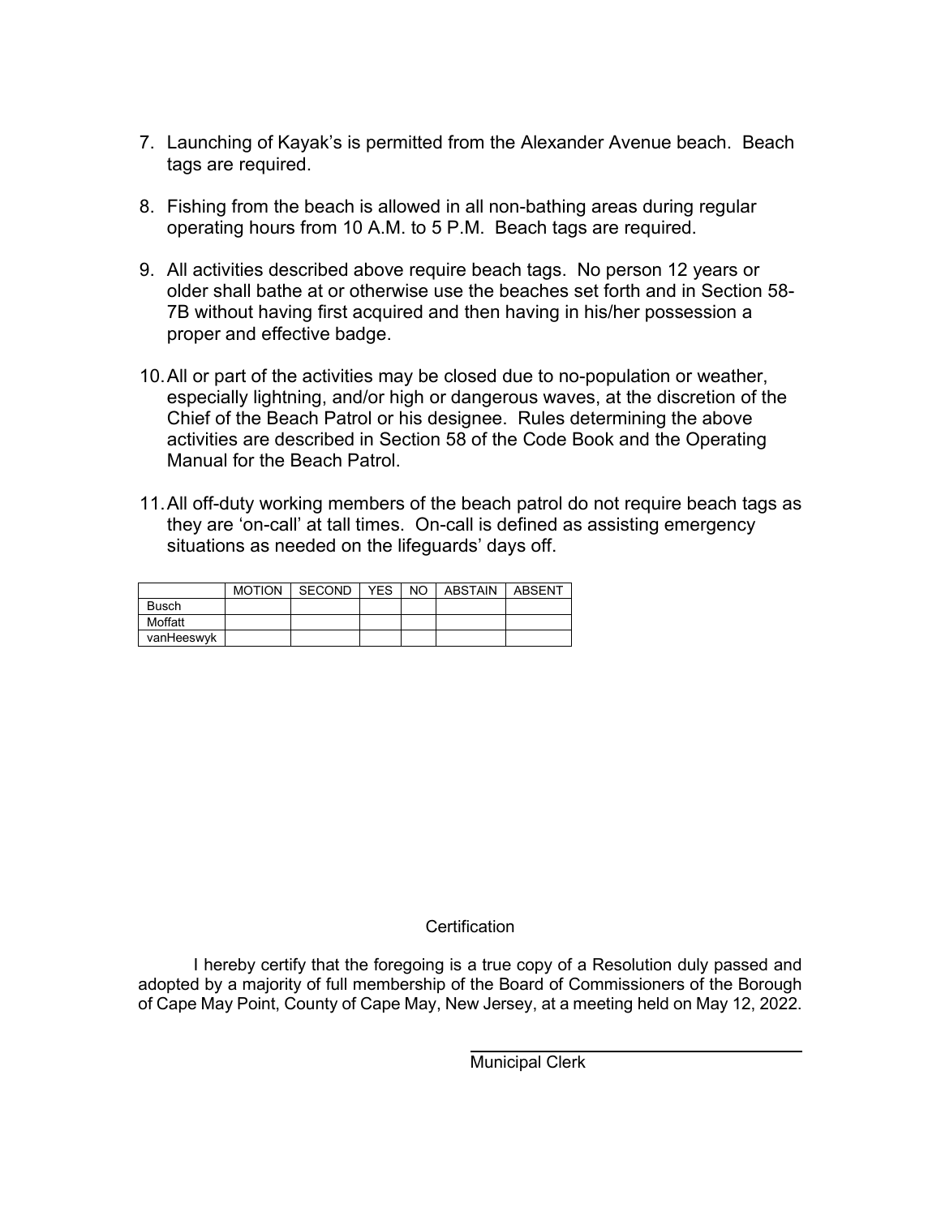7. Launching of Kayak's is permitted from the Alexander Avenue beach. Beach tags are required.

8. Fishing from the beach is allowed in all non-bathing areas during regular operating hours from 10 A.M. to 5 P.M. Beach tags are required.

9. All activities described above require beach tags. No person 12 years or older shall bathe at or otherwise use the beaches set forth and in Section 58-7B without having first acquired and then having in his/her possession a proper and effective badge.

10. All or part of the activities may be closed due to no-population or weather, especially lightning, and/or high or dangerous waves, at the discretion of the Chief of the Beach Patrol or his designee. Rules determining the above activities are described in Section 58 of the Code Book and the Operating Manual for the Beach Patrol.

11. All off-duty working members of the beach patrol do not require beach tags as they are 'on-call' at tall times. On-call is defined as assisting emergency situations as needed on the lifeguards' days off.

| | MOTION | SECOND | YES | NO | ABSTAIN | ABSENT |
|---|---|---|---|---|---|---|
| Busch | | | | | | |
| Moffatt | | | | | | |
| vanHeeswyk | | | | | | |

Certification

I hereby certify that the foregoing is a true copy of a Resolution duly passed and adopted by a majority of full membership of the Board of Commissioners of the Borough of Cape May Point, County of Cape May, New Jersey, at a meeting held on May 12, 2022.

Municipal Clerk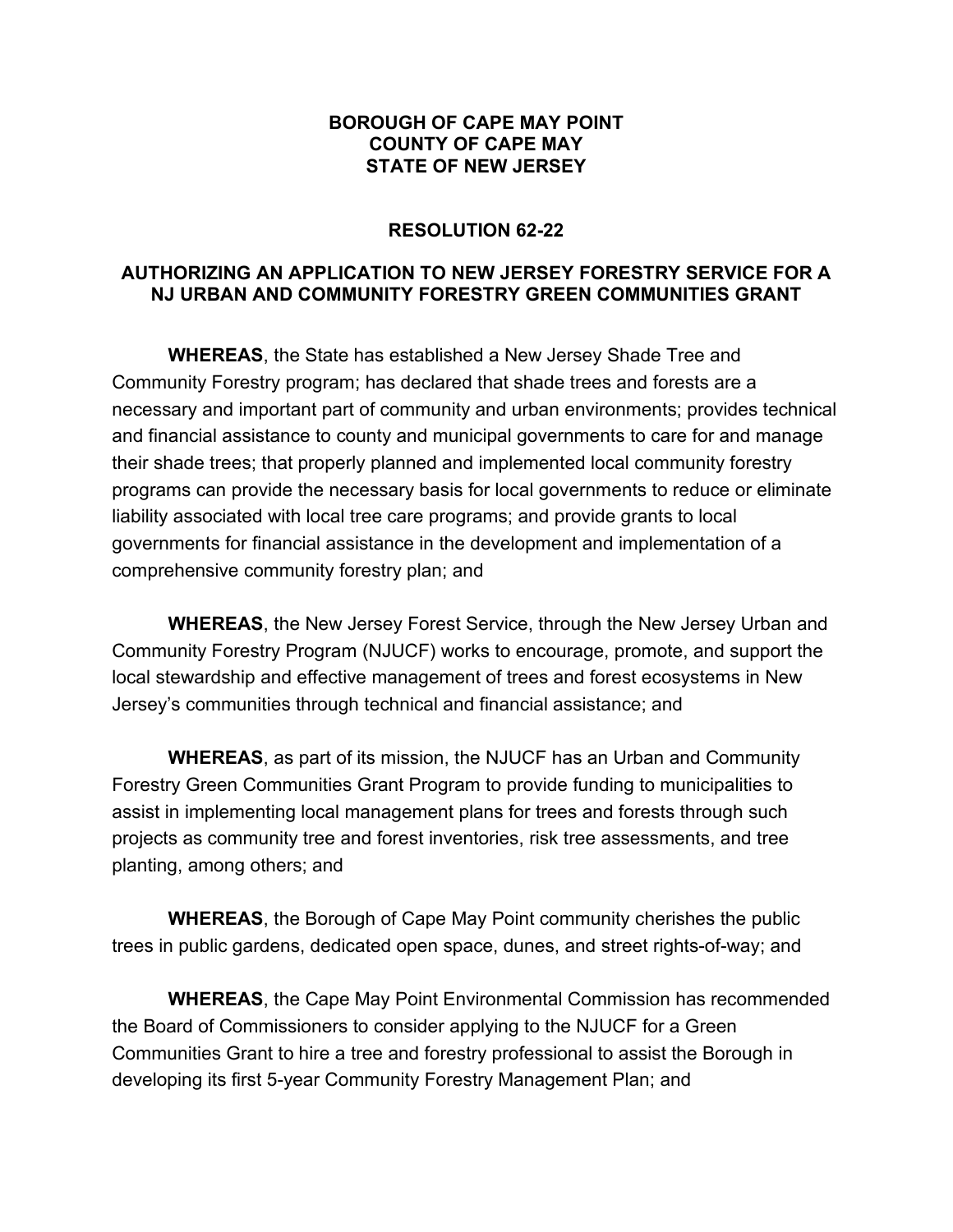**BOROUGH OF CAPE MAY POINT**
**COUNTY OF CAPE MAY**
**STATE OF NEW JERSEY**

**RESOLUTION 62-22**

**AUTHORIZING AN APPLICATION TO NEW JERSEY FORESTRY SERVICE FOR A NJ URBAN AND COMMUNITY FORESTRY GREEN COMMUNITIES GRANT**

**WHEREAS**, the State has established a New Jersey Shade Tree and Community Forestry program; has declared that shade trees and forests are a necessary and important part of community and urban environments; provides technical and financial assistance to county and municipal governments to care for and manage their shade trees; that properly planned and implemented local community forestry programs can provide the necessary basis for local governments to reduce or eliminate liability associated with local tree care programs; and provide grants to local governments for financial assistance in the development and implementation of a comprehensive community forestry plan; and

**WHEREAS**, the New Jersey Forest Service, through the New Jersey Urban and Community Forestry Program (NJUCF) works to encourage, promote, and support the local stewardship and effective management of trees and forest ecosystems in New Jersey's communities through technical and financial assistance; and

**WHEREAS**, as part of its mission, the NJUCF has an Urban and Community Forestry Green Communities Grant Program to provide funding to municipalities to assist in implementing local management plans for trees and forests through such projects as community tree and forest inventories, risk tree assessments, and tree planting, among others; and

**WHEREAS**, the Borough of Cape May Point community cherishes the public trees in public gardens, dedicated open space, dunes, and street rights-of-way; and

**WHEREAS**, the Cape May Point Environmental Commission has recommended the Board of Commissioners to consider applying to the NJUCF for a Green Communities Grant to hire a tree and forestry professional to assist the Borough in developing its first 5-year Community Forestry Management Plan; and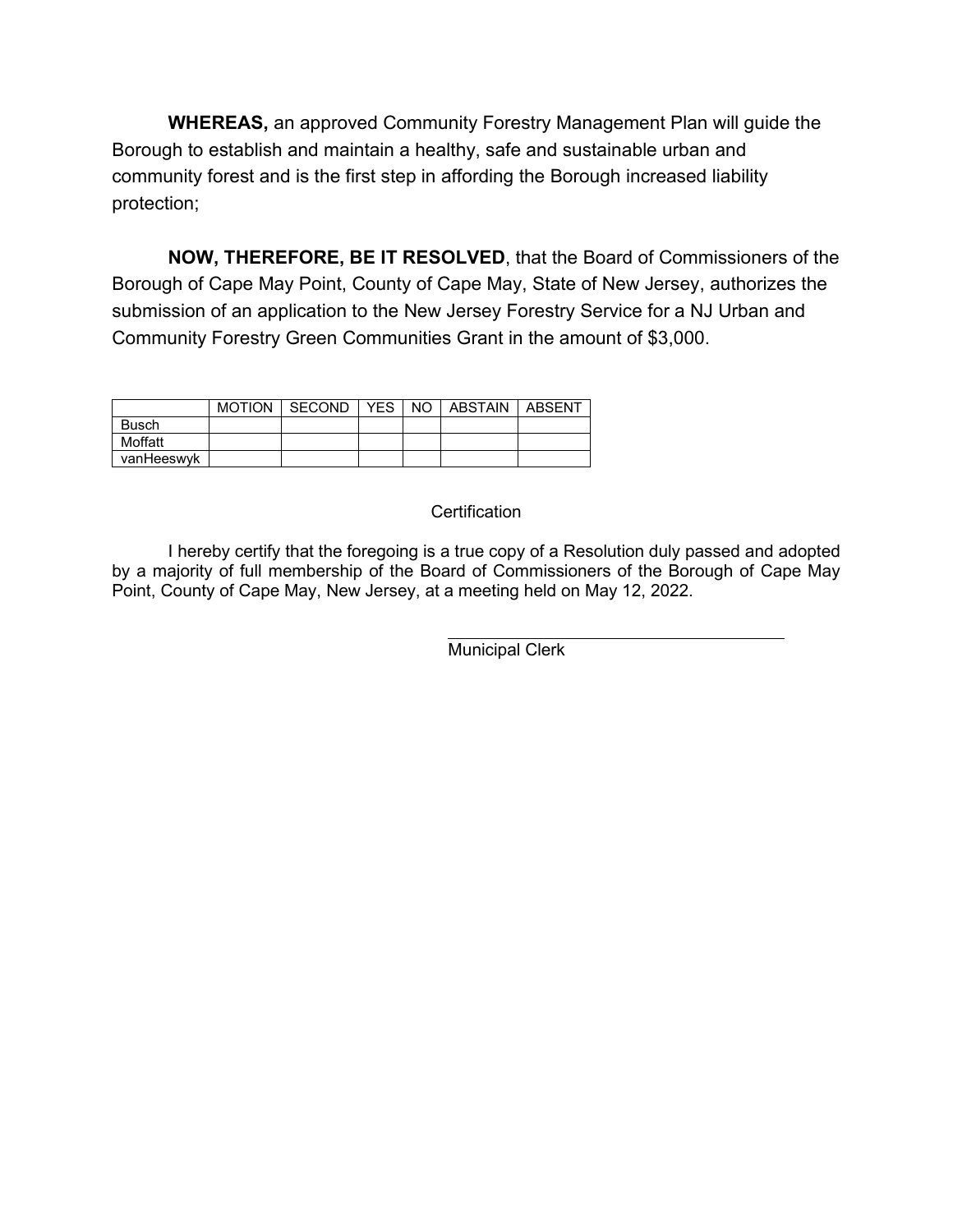**WHEREAS,** an approved Community Forestry Management Plan will guide the Borough to establish and maintain a healthy, safe and sustainable urban and community forest and is the first step in affording the Borough increased liability protection;

**NOW, THEREFORE, BE IT RESOLVED**, that the Board of Commissioners of the Borough of Cape May Point, County of Cape May, State of New Jersey, authorizes the submission of an application to the New Jersey Forestry Service for a NJ Urban and Community Forestry Green Communities Grant in the amount of $3,000.

| | MOTION | SECOND | YES | NO | ABSTAIN | ABSENT |
|---|---|---|---|---|---|---|
| Busch | | | | | | |
| Moffatt | | | | | | |
| vanHeeswyk | | | | | | |

Certification

I hereby certify that the foregoing is a true copy of a Resolution duly passed and adopted by a majority of full membership of the Board of Commissioners of the Borough of Cape May Point, County of Cape May, New Jersey, at a meeting held on May 12, 2022.

Municipal Clerk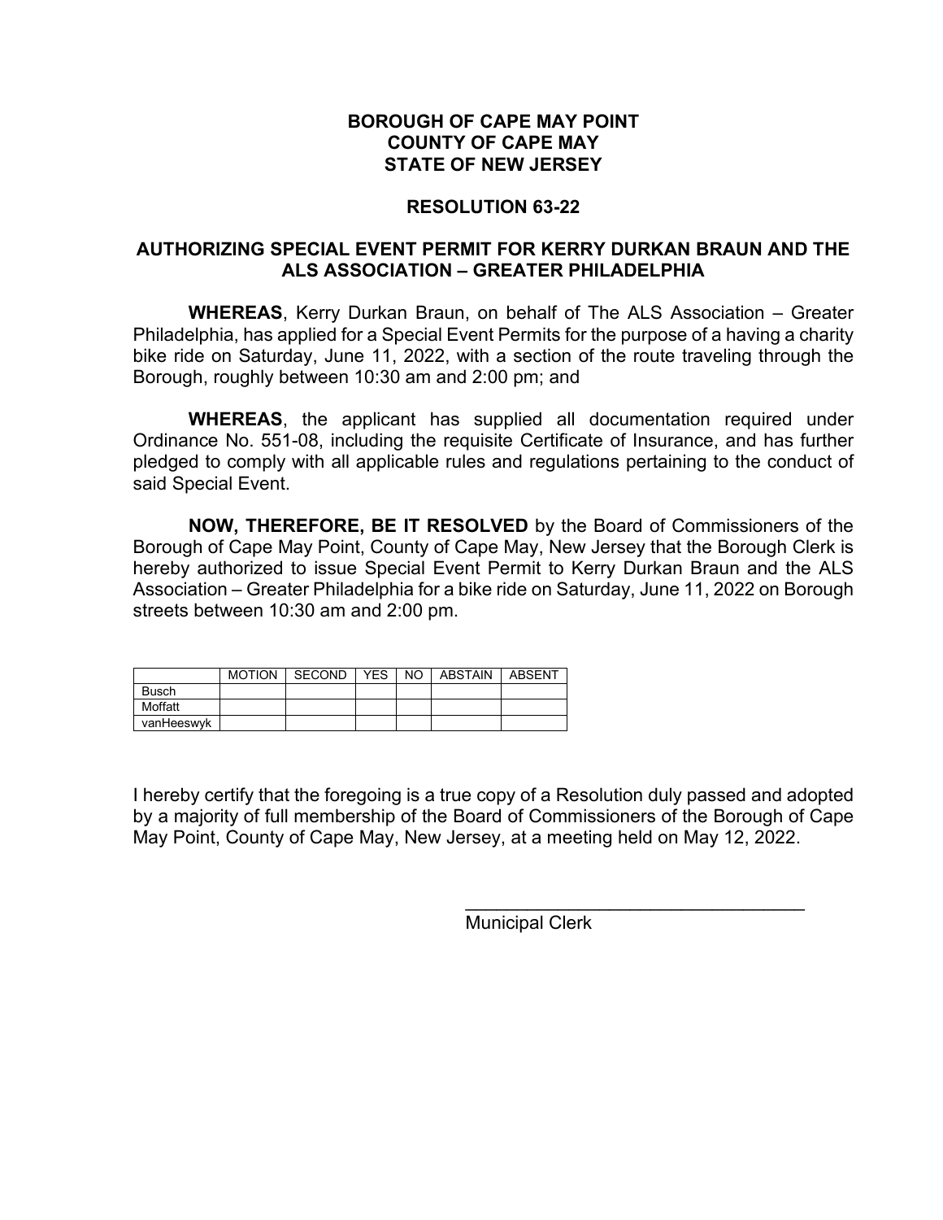**BOROUGH OF CAPE MAY POINT**
**COUNTY OF CAPE MAY**
**STATE OF NEW JERSEY**

**RESOLUTION 63-22**

**AUTHORIZING SPECIAL EVENT PERMIT FOR KERRY DURKAN BRAUN AND THE ALS ASSOCIATION – GREATER PHILADELPHIA**

**WHEREAS**, Kerry Durkan Braun, on behalf of The ALS Association – Greater Philadelphia, has applied for a Special Event Permits for the purpose of a having a charity bike ride on Saturday, June 11, 2022, with a section of the route traveling through the Borough, roughly between 10:30 am and 2:00 pm; and

**WHEREAS**, the applicant has supplied all documentation required under Ordinance No. 551-08, including the requisite Certificate of Insurance, and has further pledged to comply with all applicable rules and regulations pertaining to the conduct of said Special Event.

**NOW, THEREFORE, BE IT RESOLVED** by the Board of Commissioners of the Borough of Cape May Point, County of Cape May, New Jersey that the Borough Clerk is hereby authorized to issue Special Event Permit to Kerry Durkan Braun and the ALS Association – Greater Philadelphia for a bike ride on Saturday, June 11, 2022 on Borough streets between 10:30 am and 2:00 pm.

| | MOTION | SECOND | YES | NO | ABSTAIN | ABSENT |
|---|---|---|---|---|---|---|
| Busch | | | | | | |
| Moffatt | | | | | | |
| vanHeeswyk | | | | | | |

I hereby certify that the foregoing is a true copy of a Resolution duly passed and adopted by a majority of full membership of the Board of Commissioners of the Borough of Cape May Point, County of Cape May, New Jersey, at a meeting held on May 12, 2022.

\_\_\_\_\_\_\_\_\_\_\_\_\_\_\_\_\_\_\_\_\_\_\_\_\_\_\_\_\_\_\_\_\_\_
Municipal Clerk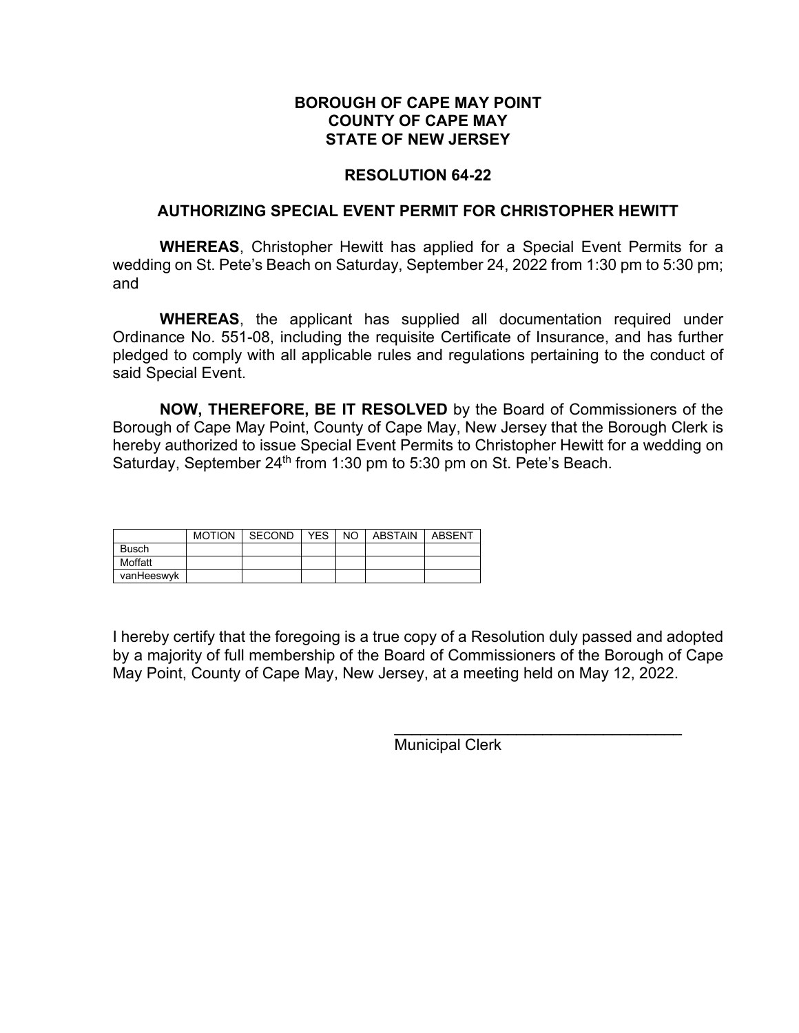**BOROUGH OF CAPE MAY POINT**
**COUNTY OF CAPE MAY**
**STATE OF NEW JERSEY**

**RESOLUTION 64-22**

**AUTHORIZING SPECIAL EVENT PERMIT FOR CHRISTOPHER HEWITT**

**WHEREAS**, Christopher Hewitt has applied for a Special Event Permits for a wedding on St. Pete's Beach on Saturday, September 24, 2022 from 1:30 pm to 5:30 pm; and

**WHEREAS**, the applicant has supplied all documentation required under Ordinance No. 551-08, including the requisite Certificate of Insurance, and has further pledged to comply with all applicable rules and regulations pertaining to the conduct of said Special Event.

**NOW, THEREFORE, BE IT RESOLVED** by the Board of Commissioners of the Borough of Cape May Point, County of Cape May, New Jersey that the Borough Clerk is hereby authorized to issue Special Event Permits to Christopher Hewitt for a wedding on Saturday, September 24th from 1:30 pm to 5:30 pm on St. Pete's Beach.

| | MOTION | SECOND | YES | NO | ABSTAIN | ABSENT |
|---|---|---|---|---|---|---|
| Busch | | | | | | |
| Moffatt | | | | | | |
| vanHeeswyk | | | | | | |

I hereby certify that the foregoing is a true copy of a Resolution duly passed and adopted by a majority of full membership of the Board of Commissioners of the Borough of Cape May Point, County of Cape May, New Jersey, at a meeting held on May 12, 2022.

\_\_\_\_\_\_\_\_\_\_\_\_\_\_\_\_\_\_\_\_\_\_\_\_\_\_\_\_\_\_\_\_\_\_

Municipal Clerk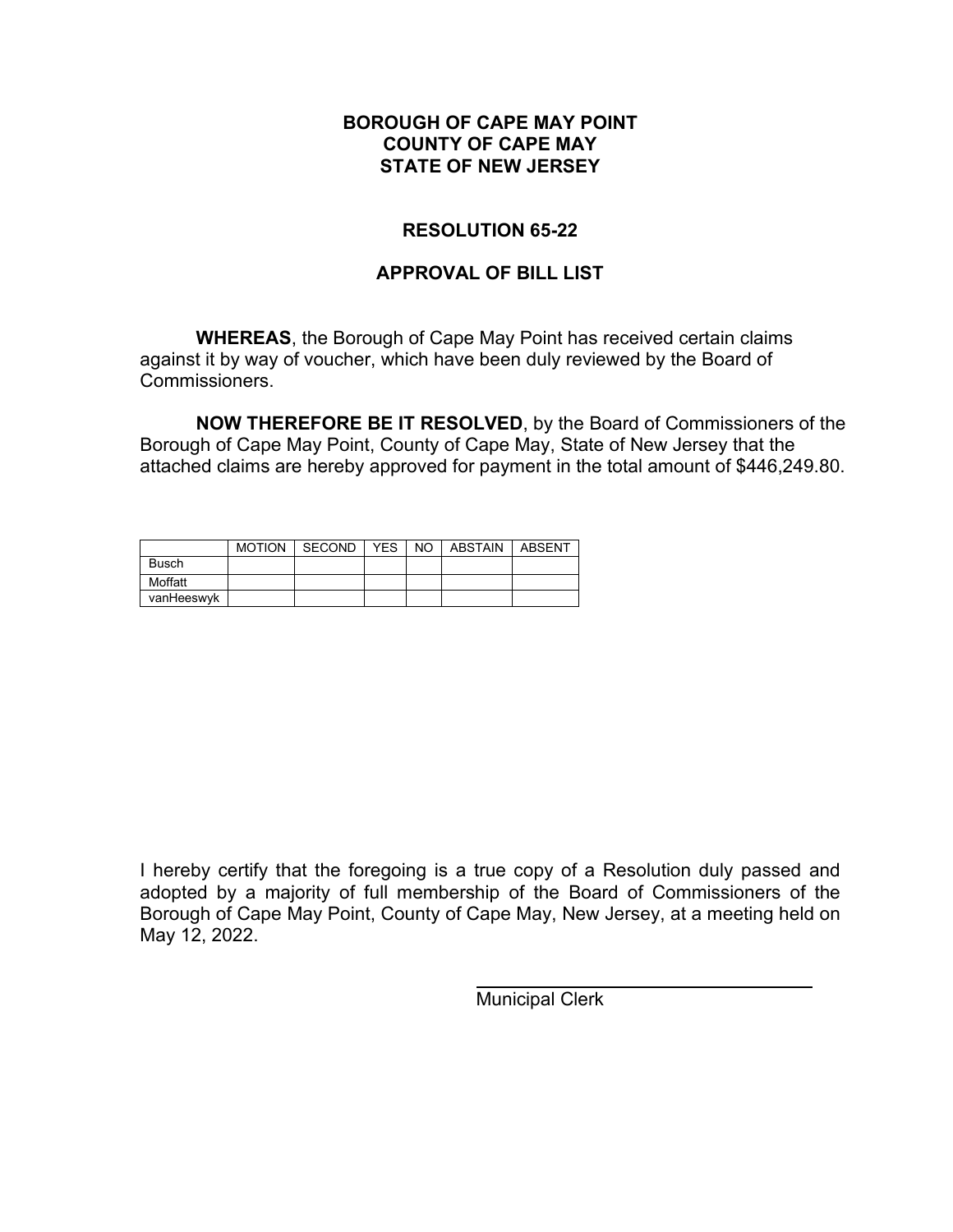**BOROUGH OF CAPE MAY POINT**
**COUNTY OF CAPE MAY**
**STATE OF NEW JERSEY**

**RESOLUTION 65-22**

**APPROVAL OF BILL LIST**

**WHEREAS**, the Borough of Cape May Point has received certain claims against it by way of voucher, which have been duly reviewed by the Board of Commissioners.

**NOW THEREFORE BE IT RESOLVED**, by the Board of Commissioners of the Borough of Cape May Point, County of Cape May, State of New Jersey that the attached claims are hereby approved for payment in the total amount of $446,249.80.

| | MOTION | SECOND | YES | NO | ABSTAIN | ABSENT |
|---|---|---|---|---|---|---|
| Busch | | | | | | |
| Moffatt | | | | | | |
| vanHeeswyk | | | | | | |

I hereby certify that the foregoing is a true copy of a Resolution duly passed and adopted by a majority of full membership of the Board of Commissioners of the Borough of Cape May Point, County of Cape May, New Jersey, at a meeting held on May 12, 2022.

\_\_\_\_\_\_\_\_\_\_\_\_\_\_\_\_\_\_\_\_\_\_\_\_\_\_\_\_\_\_\_\_
Municipal Clerk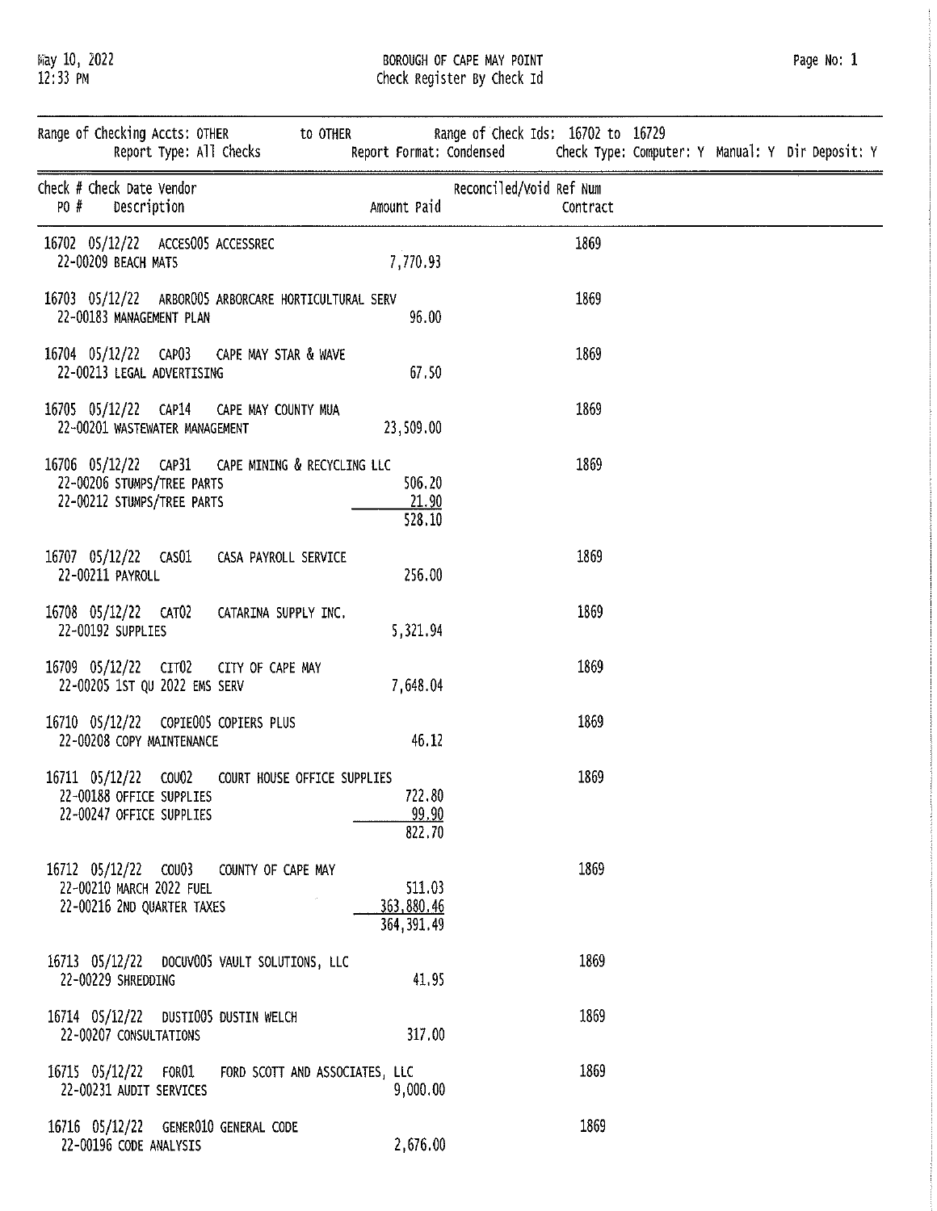May 10, 2022
12:33 PM

# BOROUGH OF CAPE MAY POINT
## Check Register By Check Id

Range of Checking Accts: OTHER to OTHER    Range of Check Ids: 16702 to 16729
Report Type: All Checks    Report Format: Condensed    Check Type: Computer: Y Manual: Y Dir Deposit: Y

| Check # | Check Date | Vendor | PO # / Description | Amount Paid | Reconciled/Void Ref Num | Contract |
|---|---|---|---|---|---|---|
| 16702 | 05/12/22 | ACCES005 ACCESSREC | | | 1869 | |
| | | | 22-00209 BEACH MATS | 7,770.93 | | |
| 16703 | 05/12/22 | ARBOR005 ARBORCARE HORTICULTURAL SERV | | | 1869 | |
| | | | 22-00183 MANAGEMENT PLAN | 96.00 | | |
| 16704 | 05/12/22 | CAP03 CAPE MAY STAR & WAVE | | | 1869 | |
| | | | 22-00213 LEGAL ADVERTISING | 67.50 | | |
| 16705 | 05/12/22 | CAP14 CAPE MAY COUNTY MUA | | | 1869 | |
| | | | 22-00201 WASTEWATER MANAGEMENT | 23,509.00 | | |
| 16706 | 05/12/22 | CAP31 CAPE MINING & RECYCLING LLC | | | 1869 | |
| | | | 22-00206 STUMPS/TREE PARTS | 506.20 | | |
| | | | 22-00212 STUMPS/TREE PARTS | 21.90 | | |
| | | | | 528.10 | | |
| 16707 | 05/12/22 | CAS01 CASA PAYROLL SERVICE | | | 1869 | |
| | | | 22-00211 PAYROLL | 256.00 | | |
| 16708 | 05/12/22 | CAT02 CATARINA SUPPLY INC. | | | 1869 | |
| | | | 22-00192 SUPPLIES | 5,321.94 | | |
| 16709 | 05/12/22 | CIT02 CITY OF CAPE MAY | | | 1869 | |
| | | | 22-00205 1ST QU 2022 EMS SERV | 7,648.04 | | |
| 16710 | 05/12/22 | COPIE005 COPIERS PLUS | | | 1869 | |
| | | | 22-00208 COPY MAINTENANCE | 46.12 | | |
| 16711 | 05/12/22 | COU02 COURT HOUSE OFFICE SUPPLIES | | | 1869 | |
| | | | 22-00188 OFFICE SUPPLIES | 722.80 | | |
| | | | 22-00247 OFFICE SUPPLIES | 99.90 | | |
| | | | | 822.70 | | |
| 16712 | 05/12/22 | COU03 COUNTY OF CAPE MAY | | | 1869 | |
| | | | 22-00210 MARCH 2022 FUEL | 511.03 | | |
| | | | 22-00216 2ND QUARTER TAXES | 363,880.46 | | |
| | | | | 364,391.49 | | |
| 16713 | 05/12/22 | DOCUV005 VAULT SOLUTIONS, LLC | | | 1869 | |
| | | | 22-00229 SHREDDING | 41.95 | | |
| 16714 | 05/12/22 | DUSTI005 DUSTIN WELCH | | | 1869 | |
| | | | 22-00207 CONSULTATIONS | 317.00 | | |
| 16715 | 05/12/22 | FOR01 FORD SCOTT AND ASSOCIATES, LLC | | | 1869 | |
| | | | 22-00231 AUDIT SERVICES | 9,000.00 | | |
| 16716 | 05/12/22 | GENER010 GENERAL CODE | | | 1869 | |
| | | | 22-00196 CODE ANALYSIS | 2,676.00 | | |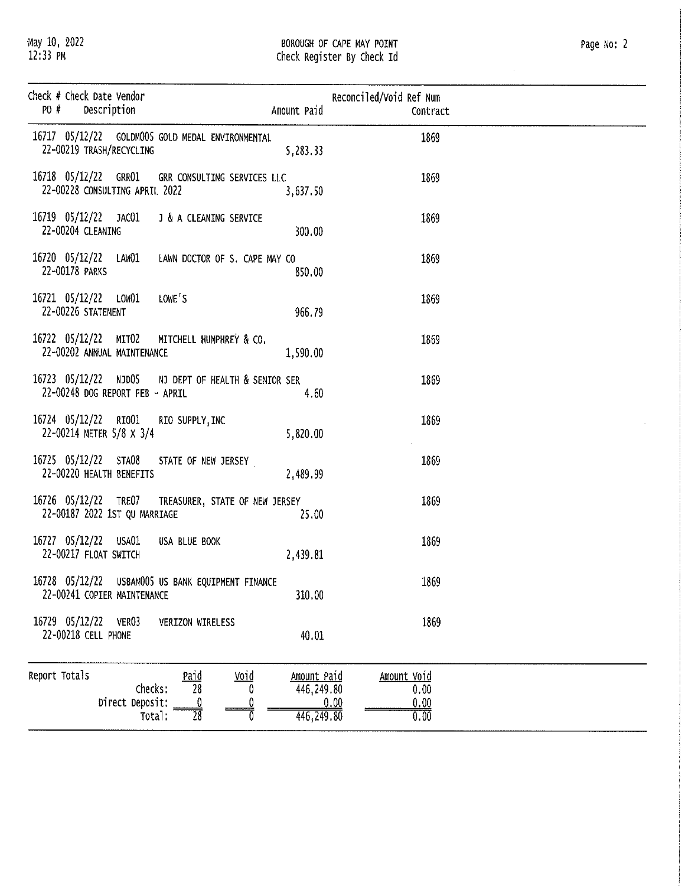BOROUGH OF CAPE MAY POINT
Check Register By Check Id

| Check # | Check Date | Vendor | PO # | Description | Amount Paid | Reconciled/Void | Ref Num | Contract |
|---|---|---|---|---|---|---|---|---|
| 16717 | 05/12/22 | GOLDM005 GOLD MEDAL ENVIRONMENTAL | 22-00219 | TRASH/RECYCLING | 5,283.33 | | 1869 | |
| 16718 | 05/12/22 | GRR01 GRR CONSULTING SERVICES LLC | 22-00228 | CONSULTING APRIL 2022 | 3,637.50 | | 1869 | |
| 16719 | 05/12/22 | JAC01 J & A CLEANING SERVICE | 22-00204 | CLEANING | 300.00 | | 1869 | |
| 16720 | 05/12/22 | LAW01 LAWN DOCTOR OF S. CAPE MAY CO | 22-00178 | PARKS | 850.00 | | 1869 | |
| 16721 | 05/12/22 | LOW01 LOWE'S | 22-00226 | STATEMENT | 966.79 | | 1869 | |
| 16722 | 05/12/22 | MIT02 MITCHELL HUMPHREY & CO. | 22-00202 | ANNUAL MAINTENANCE | 1,590.00 | | 1869 | |
| 16723 | 05/12/22 | NJD05 NJ DEPT OF HEALTH & SENIOR SER | 22-00248 | DOG REPORT FEB - APRIL | 4.60 | | 1869 | |
| 16724 | 05/12/22 | RIO01 RIO SUPPLY, INC | 22-00214 | METER 5/8 X 3/4 | 5,820.00 | | 1869 | |
| 16725 | 05/12/22 | STA08 STATE OF NEW JERSEY | 22-00220 | HEALTH BENEFITS | 2,489.99 | | 1869 | |
| 16726 | 05/12/22 | TRE07 TREASURER, STATE OF NEW JERSEY | 22-00187 | 2022 1ST QU MARRIAGE | 25.00 | | 1869 | |
| 16727 | 05/12/22 | USA01 USA BLUE BOOK | 22-00217 | FLOAT SWITCH | 2,439.81 | | 1869 | |
| 16728 | 05/12/22 | USBAN005 US BANK EQUIPMENT FINANCE | 22-00241 | COPIER MAINTENANCE | 310.00 | | 1869 | |
| 16729 | 05/12/22 | VER03 VERIZON WIRELESS | 22-00218 | CELL PHONE | 40.01 | | 1869 | |

**Report Totals**

| | Paid | Void | Amount Paid | Amount Void |
|---|---|---|---|---|
| Checks: | 28 | 0 | 446,249.80 | 0.00 |
| Direct Deposit: | 0 | 0 | 0.00 | 0.00 |
| Total: | 28 | 0 | 446,249.80 | 0.00 |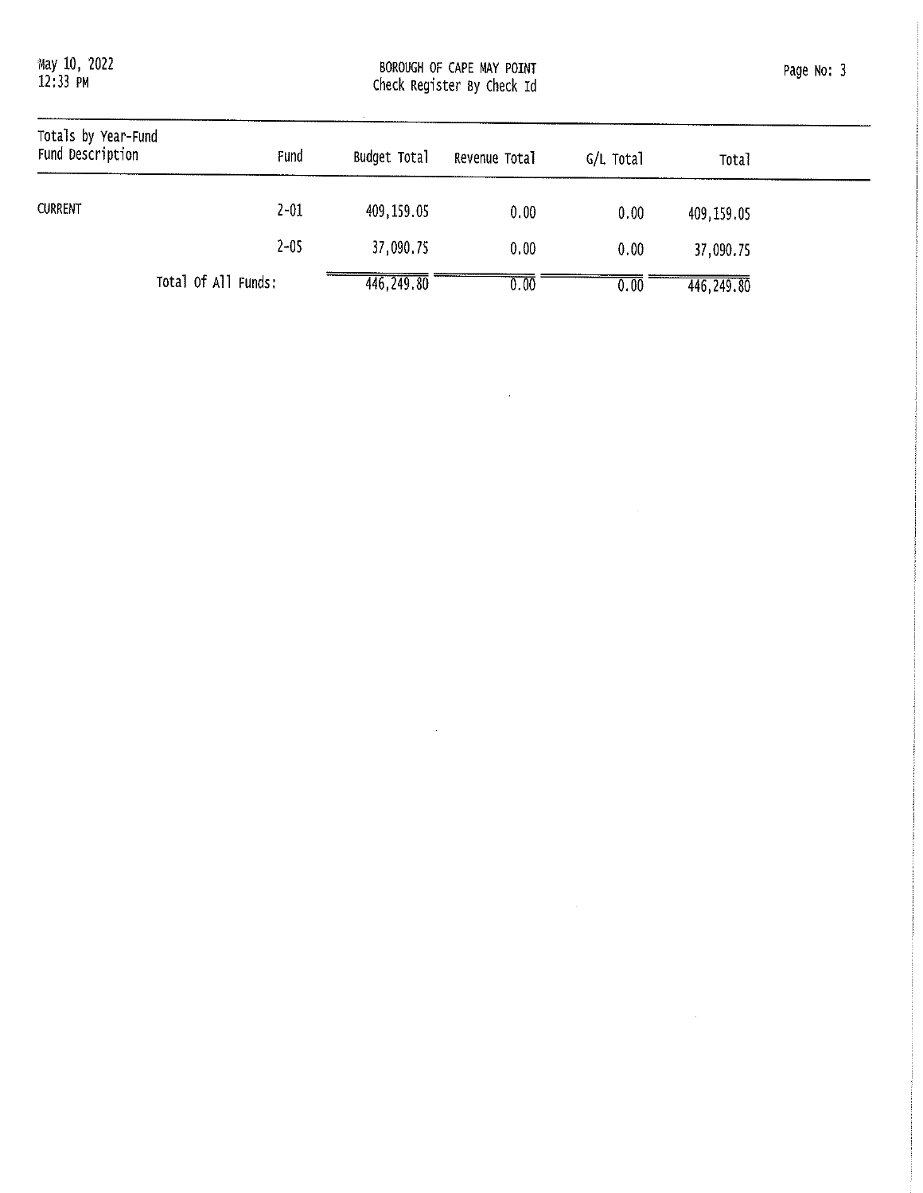| Totals by Year-Fund Fund Description | Fund | Budget Total | Revenue Total | G/L Total | Total |
|---|---|---|---|---|---|
| CURRENT | 2-01 | 409,159.05 | 0.00 | 0.00 | 409,159.05 |
| | 2-05 | 37,090.75 | 0.00 | 0.00 | 37,090.75 |
| Total Of All Funds: | | 446,249.80 | 0.00 | 0.00 | 446,249.80 |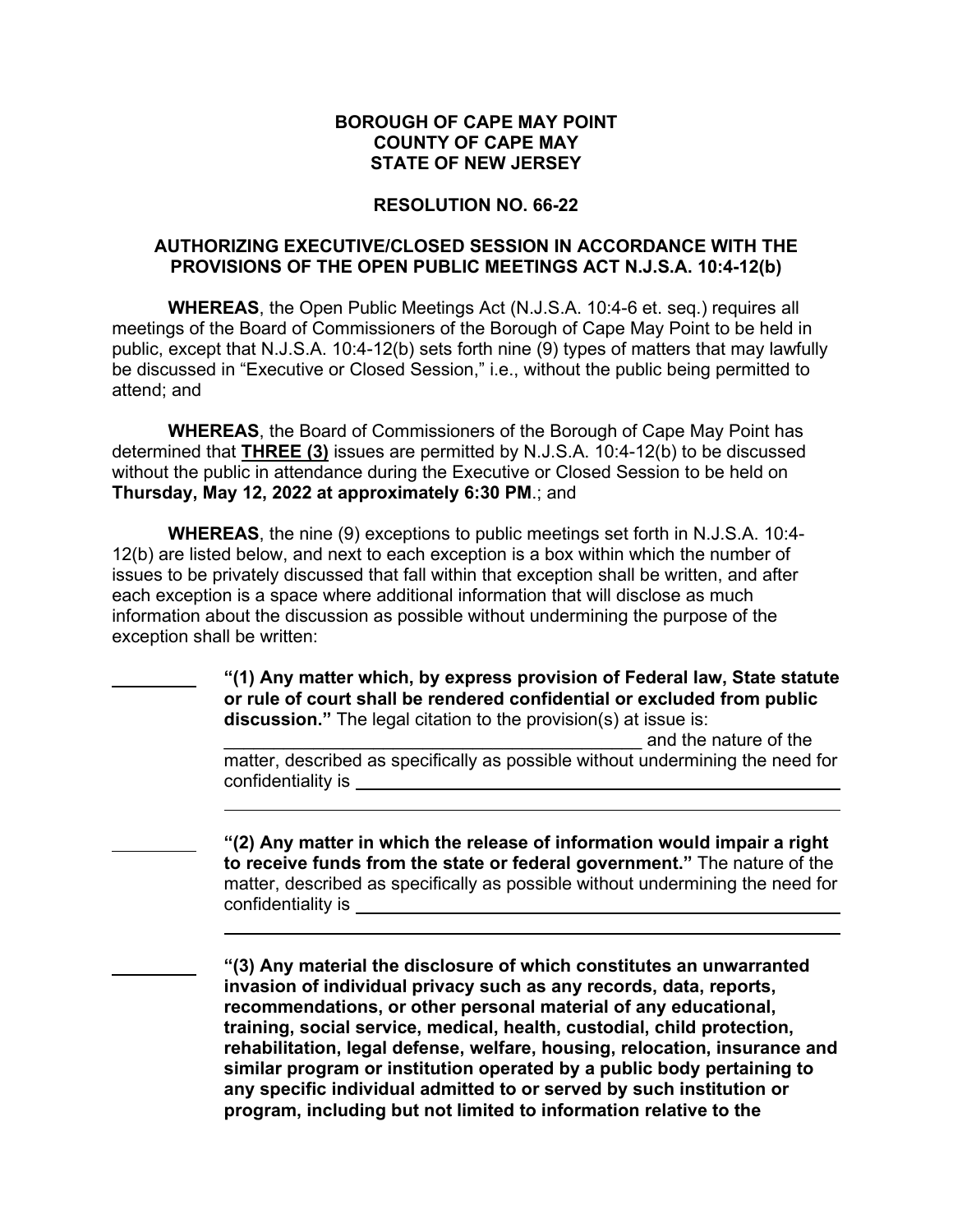**BOROUGH OF CAPE MAY POINT**
**COUNTY OF CAPE MAY**
**STATE OF NEW JERSEY**

**RESOLUTION NO. 66-22**

**AUTHORIZING EXECUTIVE/CLOSED SESSION IN ACCORDANCE WITH THE PROVISIONS OF THE OPEN PUBLIC MEETINGS ACT N.J.S.A. 10:4-12(b)**

**WHEREAS**, the Open Public Meetings Act (N.J.S.A. 10:4-6 et. seq.) requires all meetings of the Board of Commissioners of the Borough of Cape May Point to be held in public, except that N.J.S.A. 10:4-12(b) sets forth nine (9) types of matters that may lawfully be discussed in "Executive or Closed Session," i.e., without the public being permitted to attend; and

**WHEREAS**, the Board of Commissioners of the Borough of Cape May Point has determined that **THREE (3)** issues are permitted by N.J.S.A. 10:4-12(b) to be discussed without the public in attendance during the Executive or Closed Session to be held on **Thursday, May 12, 2022 at approximately 6:30 PM**.; and

**WHEREAS**, the nine (9) exceptions to public meetings set forth in N.J.S.A. 10:4-12(b) are listed below, and next to each exception is a box within which the number of issues to be privately discussed that fall within that exception shall be written, and after each exception is a space where additional information that will disclose as much information about the discussion as possible without undermining the purpose of the exception shall be written:

\_\_\_\_\_\_\_\_ **"(1) Any matter which, by express provision of Federal law, State statute or rule of court shall be rendered confidential or excluded from public discussion."** The legal citation to the provision(s) at issue is: \_\_\_\_\_\_\_\_\_\_\_\_\_\_\_\_\_\_\_\_\_\_\_\_\_\_\_\_\_\_\_\_\_\_\_\_\_\_\_\_ and the nature of the matter, described as specifically as possible without undermining the need for confidentiality is \_\_\_\_\_\_\_\_\_\_\_\_\_\_\_\_\_\_\_\_\_\_\_\_\_\_\_\_\_\_\_\_\_\_\_\_\_\_\_\_\_\_\_\_\_\_
\_\_\_\_\_\_\_\_\_\_\_\_\_\_\_\_\_\_\_\_\_\_\_\_\_\_\_\_\_\_\_\_\_\_\_\_\_\_\_\_\_\_\_\_\_\_\_\_\_\_\_\_\_\_\_\_\_\_\_\_

\_\_\_\_\_\_\_\_ **"(2) Any matter in which the release of information would impair a right to receive funds from the state or federal government."** The nature of the matter, described as specifically as possible without undermining the need for confidentiality is \_\_\_\_\_\_\_\_\_\_\_\_\_\_\_\_\_\_\_\_\_\_\_\_\_\_\_\_\_\_\_\_\_\_\_\_\_\_\_\_\_\_\_\_\_\_
\_\_\_\_\_\_\_\_\_\_\_\_\_\_\_\_\_\_\_\_\_\_\_\_\_\_\_\_\_\_\_\_\_\_\_\_\_\_\_\_\_\_\_\_\_\_\_\_\_\_\_\_\_\_\_\_\_\_\_\_

\_\_\_\_\_\_\_\_ **"(3) Any material the disclosure of which constitutes an unwarranted invasion of individual privacy such as any records, data, reports, recommendations, or other personal material of any educational, training, social service, medical, health, custodial, child protection, rehabilitation, legal defense, welfare, housing, relocation, insurance and similar program or institution operated by a public body pertaining to any specific individual admitted to or served by such institution or program, including but not limited to information relative to the**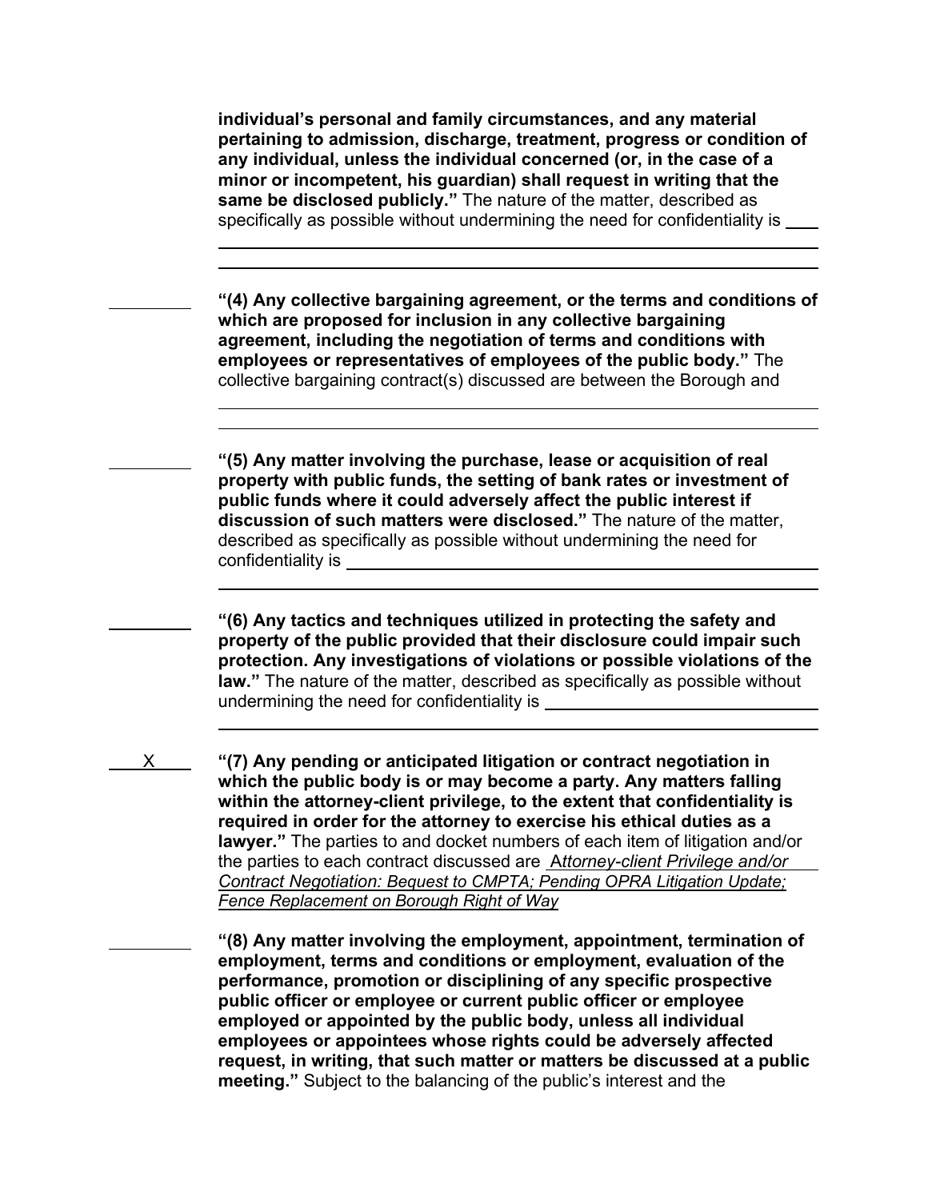**individual's personal and family circumstances, and any material pertaining to admission, discharge, treatment, progress or condition of any individual, unless the individual concerned (or, in the case of a minor or incompetent, his guardian) shall request in writing that the same be disclosed publicly."** The nature of the matter, described as specifically as possible without undermining the need for confidentiality is ____

______________________________________________________________

______________________________________________________________

_________ **"(4) Any collective bargaining agreement, or the terms and conditions of which are proposed for inclusion in any collective bargaining agreement, including the negotiation of terms and conditions with employees or representatives of employees of the public body."** The collective bargaining contract(s) discussed are between the Borough and

______________________________________________________________

______________________________________________________________

_________ **"(5) Any matter involving the purchase, lease or acquisition of real property with public funds, the setting of bank rates or investment of public funds where it could adversely affect the public interest if discussion of such matters were disclosed."** The nature of the matter, described as specifically as possible without undermining the need for confidentiality is ______________________________________________

______________________________________________________________

_________ **"(6) Any tactics and techniques utilized in protecting the safety and property of the public provided that their disclosure could impair such protection. Any investigations of violations or possible violations of the law."** The nature of the matter, described as specifically as possible without undermining the need for confidentiality is ____________________________

______________________________________________________________

____X____ **"(7) Any pending or anticipated litigation or contract negotiation in which the public body is or may become a party. Any matters falling within the attorney-client privilege, to the extent that confidentiality is required in order for the attorney to exercise his ethical duties as a lawyer."** The parties to and docket numbers of each item of litigation and/or the parties to each contract discussed are *Attorney-client Privilege and/or Contract Negotiation: Bequest to CMPTA; Pending OPRA Litigation Update; Fence Replacement on Borough Right of Way*

_________ **"(8) Any matter involving the employment, appointment, termination of employment, terms and conditions or employment, evaluation of the performance, promotion or disciplining of any specific prospective public officer or employee or current public officer or employee employed or appointed by the public body, unless all individual employees or appointees whose rights could be adversely affected request, in writing, that such matter or matters be discussed at a public meeting."** Subject to the balancing of the public's interest and the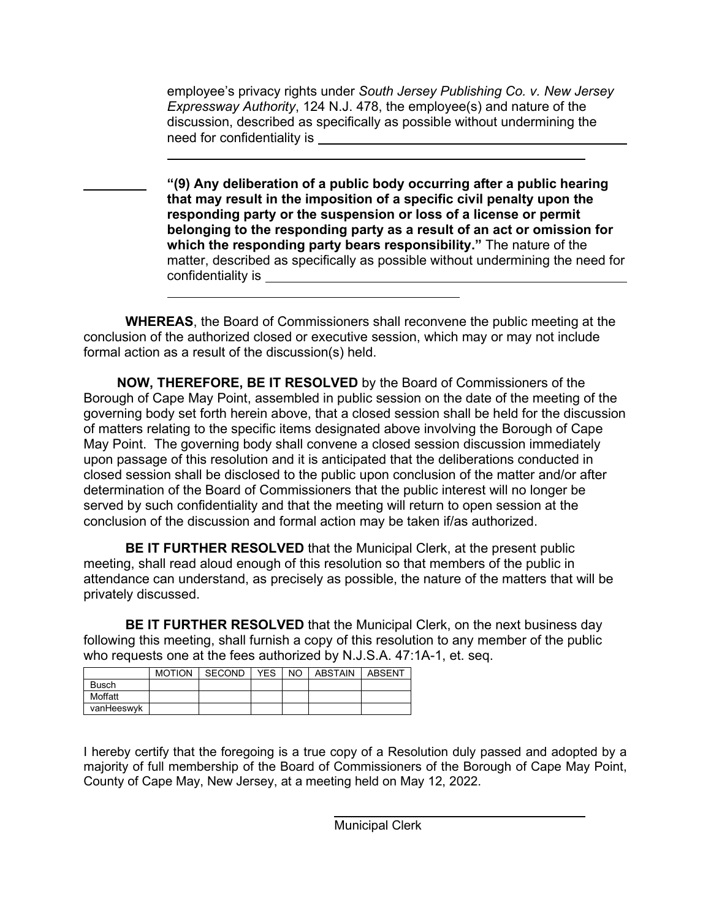employee's privacy rights under *South Jersey Publishing Co. v. New Jersey Expressway Authority*, 124 N.J. 478, the employee(s) and nature of the discussion, described as specifically as possible without undermining the need for confidentiality is ___________________________________________

_____________________________________________________________

_________ **"(9) Any deliberation of a public body occurring after a public hearing that may result in the imposition of a specific civil penalty upon the responding party or the suspension or loss of a license or permit belonging to the responding party as a result of an act or omission for which the responding party bears responsibility."** The nature of the matter, described as specifically as possible without undermining the need for confidentiality is ___________________________________________

_______________________________________

**WHEREAS**, the Board of Commissioners shall reconvene the public meeting at the conclusion of the authorized closed or executive session, which may or may not include formal action as a result of the discussion(s) held.

**NOW, THEREFORE, BE IT RESOLVED** by the Board of Commissioners of the Borough of Cape May Point, assembled in public session on the date of the meeting of the governing body set forth herein above, that a closed session shall be held for the discussion of matters relating to the specific items designated above involving the Borough of Cape May Point. The governing body shall convene a closed session discussion immediately upon passage of this resolution and it is anticipated that the deliberations conducted in closed session shall be disclosed to the public upon conclusion of the matter and/or after determination of the Board of Commissioners that the public interest will no longer be served by such confidentiality and that the meeting will return to open session at the conclusion of the discussion and formal action may be taken if/as authorized.

**BE IT FURTHER RESOLVED** that the Municipal Clerk, at the present public meeting, shall read aloud enough of this resolution so that members of the public in attendance can understand, as precisely as possible, the nature of the matters that will be privately discussed.

**BE IT FURTHER RESOLVED** that the Municipal Clerk, on the next business day following this meeting, shall furnish a copy of this resolution to any member of the public who requests one at the fees authorized by N.J.S.A. 47:1A-1, et. seq.

| | MOTION | SECOND | YES | NO | ABSTAIN | ABSENT |
|---|---|---|---|---|---|---|
| Busch | | | | | | |
| Moffatt | | | | | | |
| vanHeeswyk | | | | | | |

I hereby certify that the foregoing is a true copy of a Resolution duly passed and adopted by a majority of full membership of the Board of Commissioners of the Borough of Cape May Point, County of Cape May, New Jersey, at a meeting held on May 12, 2022.

_________________________________

Municipal Clerk